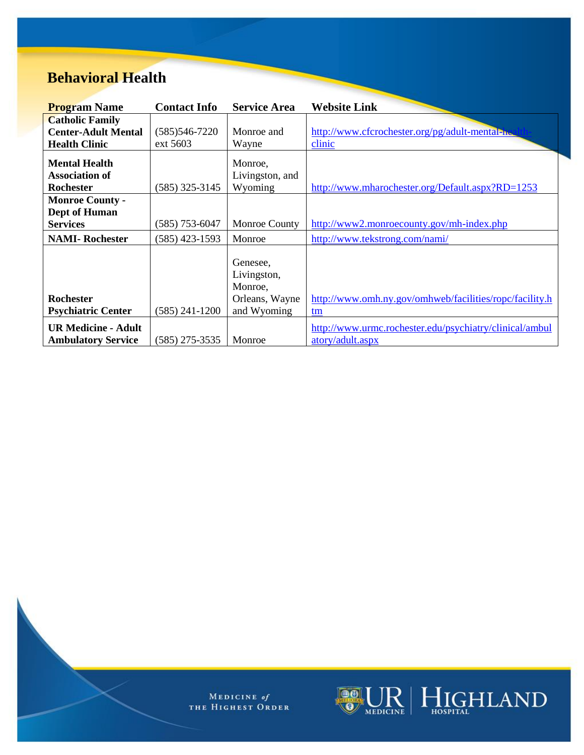# Behavioral Health

| Program Name | Contact Info | Service Area | Website Link |
|---|---|---|---|
| **Catholic Family Center-Adult Mental Health Clinic** | (585)546-7220 ext 5603 | Monroe and Wayne | http://www.cfcrochester.org/pg/adult-mental-health-clinic |
| **Mental Health Association of Rochester** | (585) 325-3145 | Monroe, Livingston, and Wyoming | http://www.mharochester.org/Default.aspx?RD=1253 |
| **Monroe County - Dept of Human Services** | (585) 753-6047 | Monroe County | http://www2.monroecounty.gov/mh-index.php |
| **NAMI- Rochester** | (585) 423-1593 | Monroe | http://www.tekstrong.com/nami/ |
| **Rochester Psychiatric Center** | (585) 241-1200 | Genesee, Livingston, Monroe, Orleans, Wayne and Wyoming | http://www.omh.ny.gov/omhweb/facilities/ropc/facility.htm |
| **UR Medicine - Adult Ambulatory Service** | (585) 275-3535 | Monroe | http://www.urmc.rochester.edu/psychiatry/clinical/ambulatory/adult.aspx |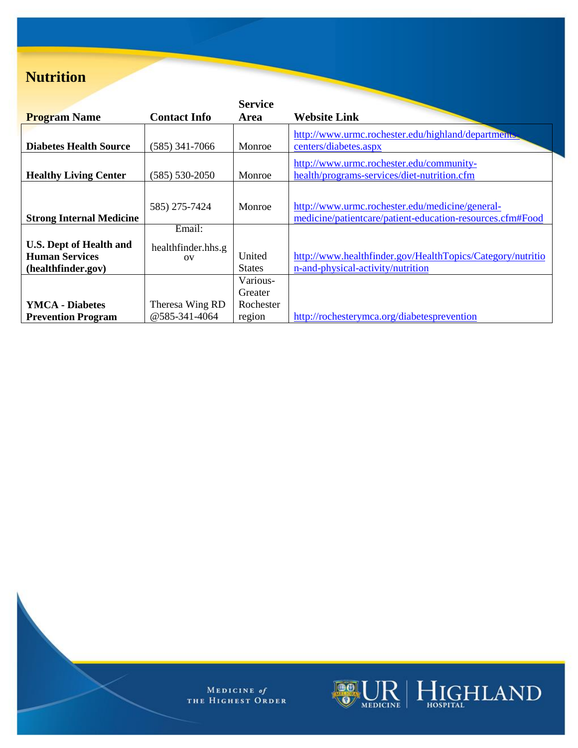# Nutrition

| Program Name | Contact Info | Service Area | Website Link |
|---|---|---|---|
| **Diabetes Health Source** | (585) 341-7066 | Monroe | http://www.urmc.rochester.edu/highland/departments-centers/diabetes.aspx |
| **Healthy Living Center** | (585) 530-2050 | Monroe | http://www.urmc.rochester.edu/community-health/programs-services/diet-nutrition.cfm |
| **Strong Internal Medicine** | 585) 275-7424 | Monroe | http://www.urmc.rochester.edu/medicine/general-medicine/patientcare/patient-education-resources.cfm#Food |
| **U.S. Dept of Health and Human Services (healthfinder.gov)** | Email: healthfinder.hhs.gov | United States | http://www.healthfinder.gov/HealthTopics/Category/nutrition-and-physical-activity/nutrition |
| **YMCA - Diabetes Prevention Program** | Theresa Wing RD @585-341-4064 | Various-Greater Rochester region | http://rochesterymca.org/diabetesprevention |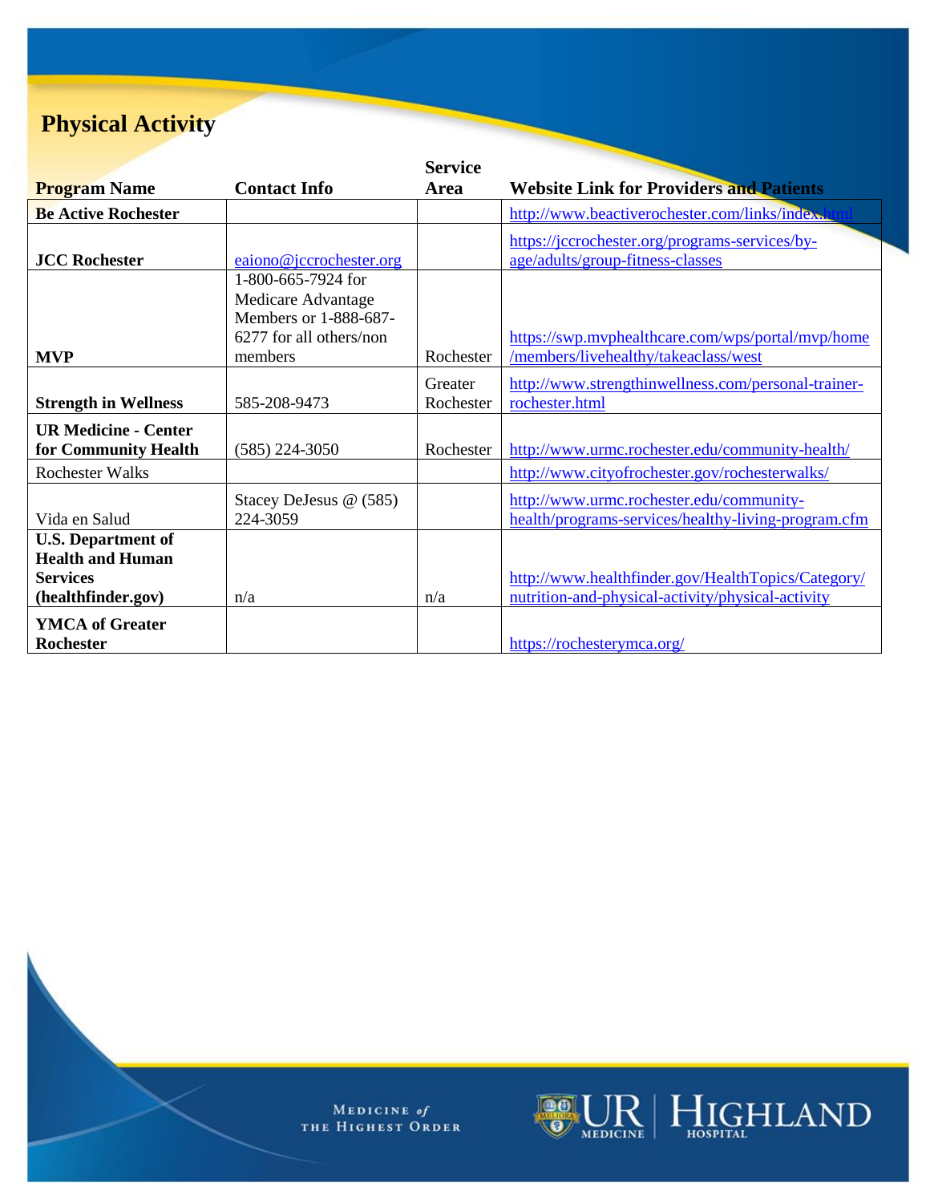## Physical Activity

| Program Name | Contact Info | Service Area | Website Link for Providers and Patients |
|---|---|---|---|
| **Be Active Rochester** | | | http://www.beactiverochester.com/links/index.html |
| **JCC Rochester** | eaiono@jccrochester.org | | https://jccrochester.org/programs-services/by-age/adults/group-fitness-classes |
| **MVP** | 1-800-665-7924 for Medicare Advantage Members or 1-888-687-6277 for all others/non members | Rochester | https://swp.mvphealthcare.com/wps/portal/mvp/home/members/livehealthy/takeaclass/west |
| **Strength in Wellness** | 585-208-9473 | Greater Rochester | http://www.strengthinwellness.com/personal-trainer-rochester.html |
| **UR Medicine - Center for Community Health** | (585) 224-3050 | Rochester | http://www.urmc.rochester.edu/community-health/ |
| Rochester Walks | | | http://www.cityofrochester.gov/rochesterwalks/ |
| Vida en Salud | Stacey DeJesus @ (585) 224-3059 | | http://www.urmc.rochester.edu/community-health/programs-services/healthy-living-program.cfm |
| **U.S. Department of Health and Human Services (healthfinder.gov)** | n/a | n/a | http://www.healthfinder.gov/HealthTopics/Category/nutrition-and-physical-activity/physical-activity |
| **YMCA of Greater Rochester** | | | https://rochesterymca.org/ |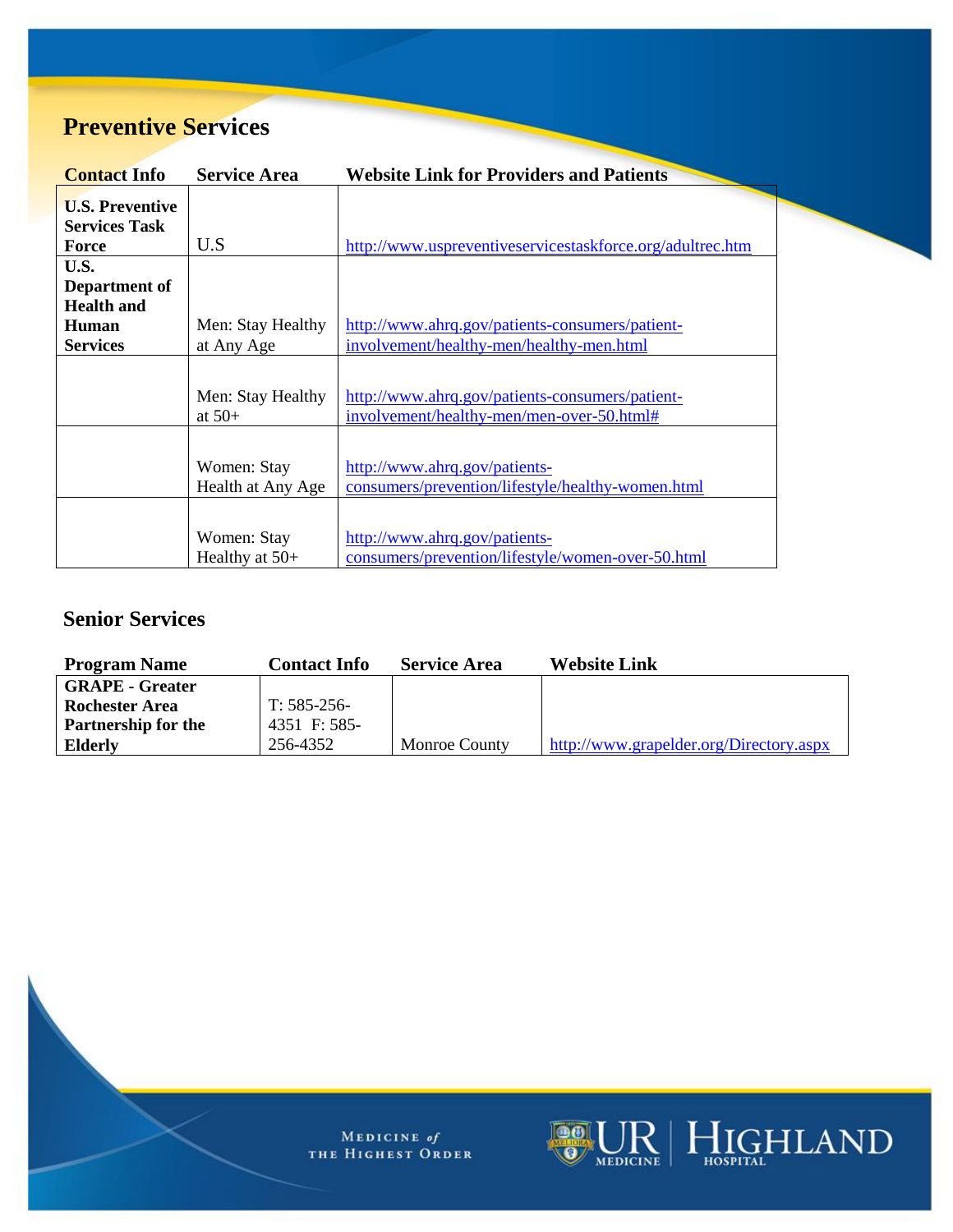## Preventive Services

| Contact Info | Service Area | Website Link for Providers and Patients |
|---|---|---|
| **U.S. Preventive Services Task Force** | U.S | http://www.uspreventiveservicestaskforce.org/adultrec.htm |
| **U.S. Department of Health and Human Services** | Men: Stay Healthy at Any Age | http://www.ahrq.gov/patients-consumers/patient-involvement/healthy-men/healthy-men.html |
| | Men: Stay Healthy at 50+ | http://www.ahrq.gov/patients-consumers/patient-involvement/healthy-men/men-over-50.html# |
| | Women: Stay Health at Any Age | http://www.ahrq.gov/patients-consumers/prevention/lifestyle/healthy-women.html |
| | Women: Stay Healthy at 50+ | http://www.ahrq.gov/patients-consumers/prevention/lifestyle/women-over-50.html |

## Senior Services

| Program Name | Contact Info | Service Area | Website Link |
|---|---|---|---|
| **GRAPE - Greater Rochester Area Partnership for the Elderly** | T: 585-256-4351 F: 585-256-4352 | Monroe County | http://www.grapelder.org/Directory.aspx |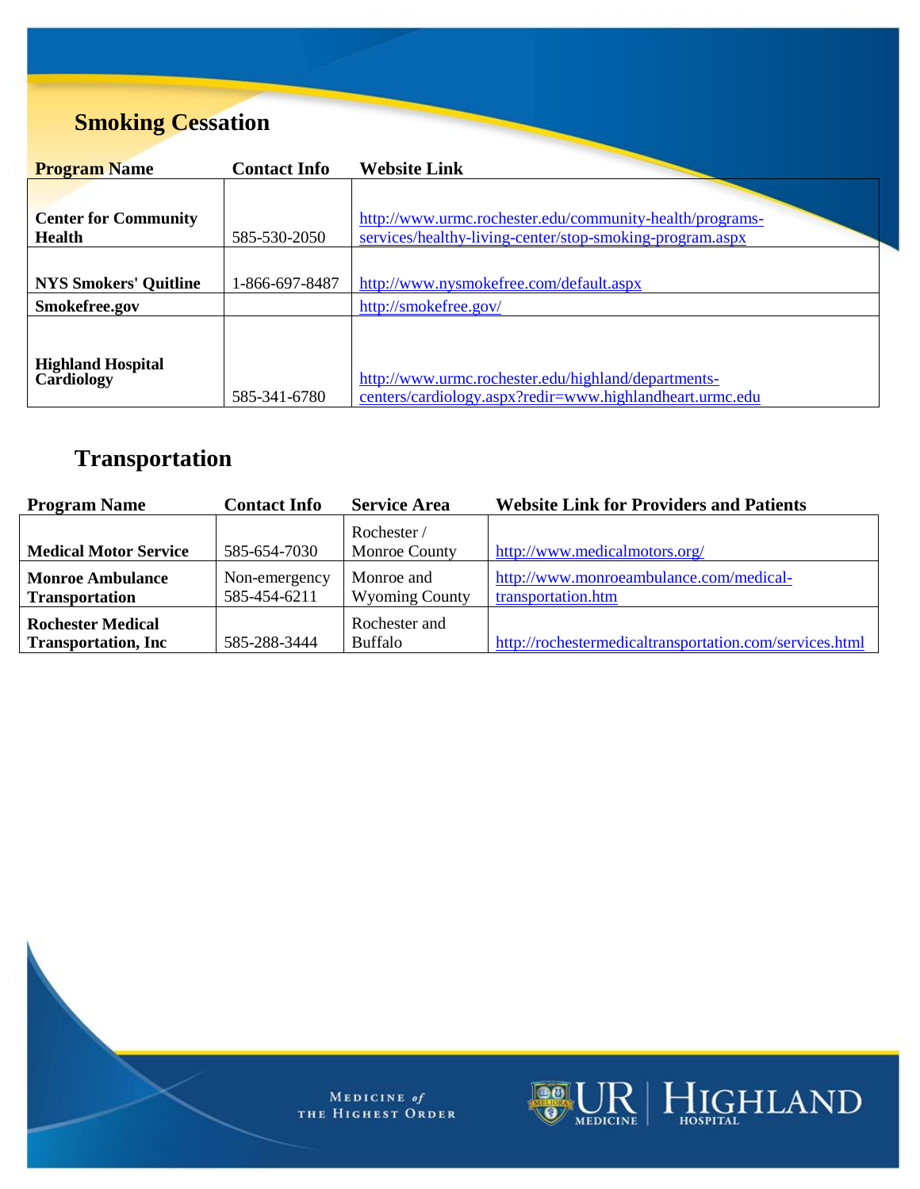## Smoking Cessation

| Program Name | Contact Info | Website Link |
| --- | --- | --- |
| **Center for Community Health** | 585-530-2050 | http://www.urmc.rochester.edu/community-health/programs-services/healthy-living-center/stop-smoking-program.aspx |
| **NYS Smokers' Quitline** | 1-866-697-8487 | http://www.nysmokefree.com/default.aspx |
| **Smokefree.gov** | | http://smokefree.gov/ |
| **Highland Hospital Cardiology** | 585-341-6780 | http://www.urmc.rochester.edu/highland/departments-centers/cardiology.aspx?redir=www.highlandheart.urmc.edu |

## Transportation

| Program Name | Contact Info | Service Area | Website Link for Providers and Patients |
| --- | --- | --- | --- |
| **Medical Motor Service** | 585-654-7030 | Rochester / Monroe County | http://www.medicalmotors.org/ |
| **Monroe Ambulance Transportation** | Non-emergency 585-454-6211 | Monroe and Wyoming County | http://www.monroeambulance.com/medical-transportation.htm |
| **Rochester Medical Transportation, Inc** | 585-288-3444 | Rochester and Buffalo | http://rochestermedicaltransportation.com/services.html |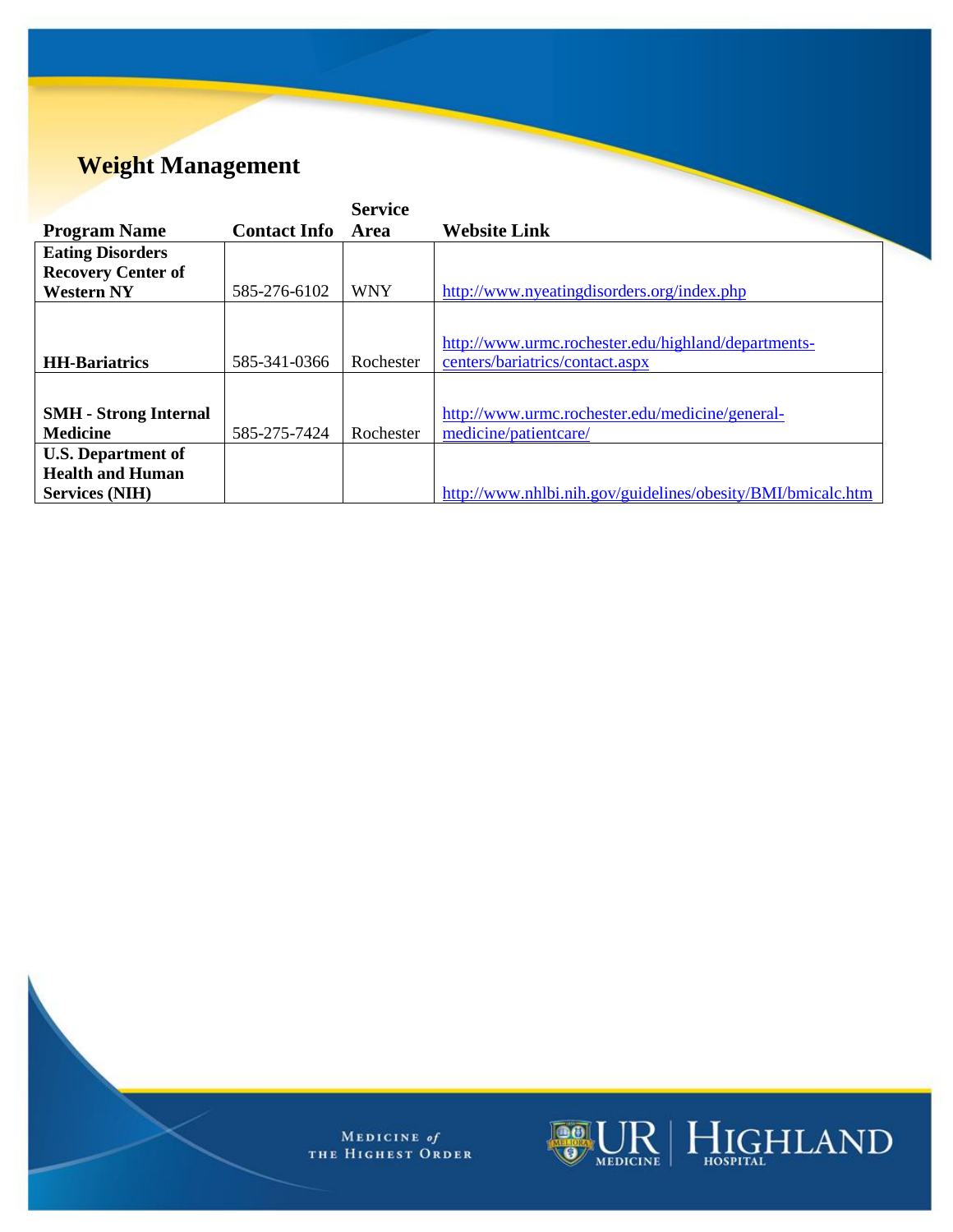## Weight Management

| Program Name | Contact Info | Service Area | Website Link |
|---|---|---|---|
| **Eating Disorders Recovery Center of Western NY** | 585-276-6102 | WNY | http://www.nyeatingdisorders.org/index.php |
| **HH-Bariatrics** | 585-341-0366 | Rochester | http://www.urmc.rochester.edu/highland/departments-centers/bariatrics/contact.aspx |
| **SMH - Strong Internal Medicine** | 585-275-7424 | Rochester | http://www.urmc.rochester.edu/medicine/general-medicine/patientcare/ |
| **U.S. Department of Health and Human Services (NIH)** | | | http://www.nhlbi.nih.gov/guidelines/obesity/BMI/bmicalc.htm |